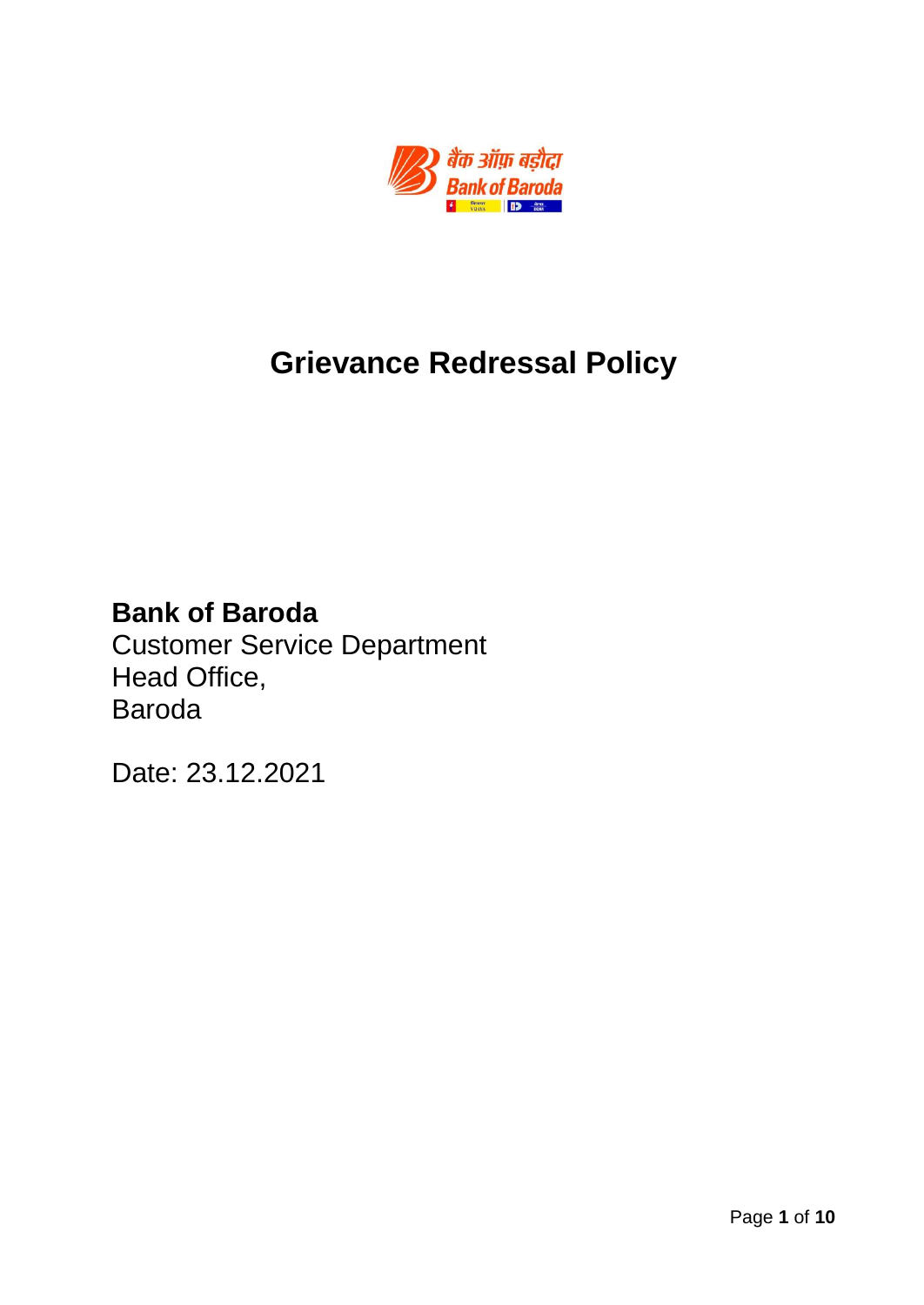# Grievance Redressal Policy

**Bank of Baroda**
Customer Service Department
Head Office,
Baroda

Date: 23.12.2021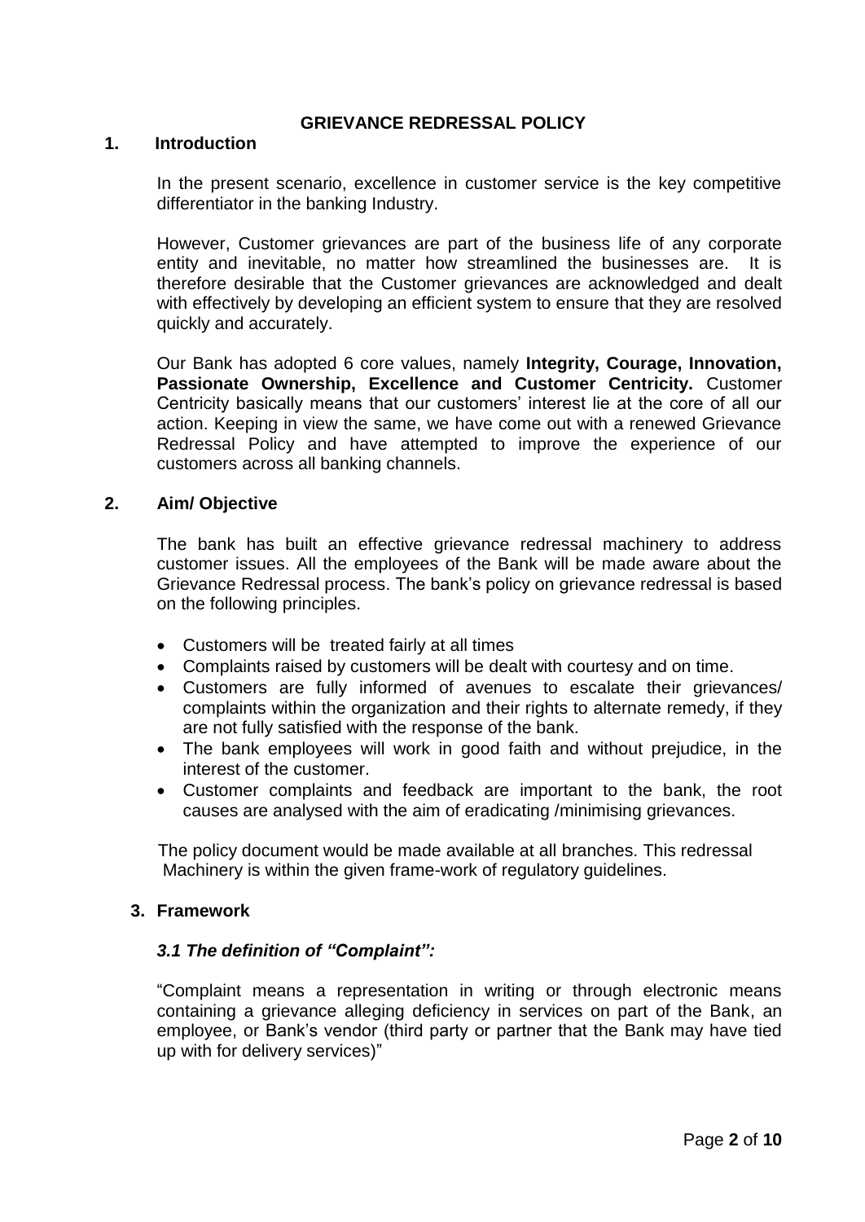# GRIEVANCE REDRESSAL POLICY

## 1. Introduction

In the present scenario, excellence in customer service is the key competitive differentiator in the banking Industry.

However, Customer grievances are part of the business life of any corporate entity and inevitable, no matter how streamlined the businesses are. It is therefore desirable that the Customer grievances are acknowledged and dealt with effectively by developing an efficient system to ensure that they are resolved quickly and accurately.

Our Bank has adopted 6 core values, namely **Integrity, Courage, Innovation, Passionate Ownership, Excellence and Customer Centricity.** Customer Centricity basically means that our customers' interest lie at the core of all our action. Keeping in view the same, we have come out with a renewed Grievance Redressal Policy and have attempted to improve the experience of our customers across all banking channels.

## 2. Aim/ Objective

The bank has built an effective grievance redressal machinery to address customer issues. All the employees of the Bank will be made aware about the Grievance Redressal process. The bank's policy on grievance redressal is based on the following principles.

- Customers will be treated fairly at all times
- Complaints raised by customers will be dealt with courtesy and on time.
- Customers are fully informed of avenues to escalate their grievances/ complaints within the organization and their rights to alternate remedy, if they are not fully satisfied with the response of the bank.
- The bank employees will work in good faith and without prejudice, in the interest of the customer.
- Customer complaints and feedback are important to the bank, the root causes are analysed with the aim of eradicating /minimising grievances.

The policy document would be made available at all branches. This redressal Machinery is within the given frame-work of regulatory guidelines.

## 3. Framework

### *3.1 The definition of "Complaint":*

"Complaint means a representation in writing or through electronic means containing a grievance alleging deficiency in services on part of the Bank, an employee, or Bank's vendor (third party or partner that the Bank may have tied up with for delivery services)"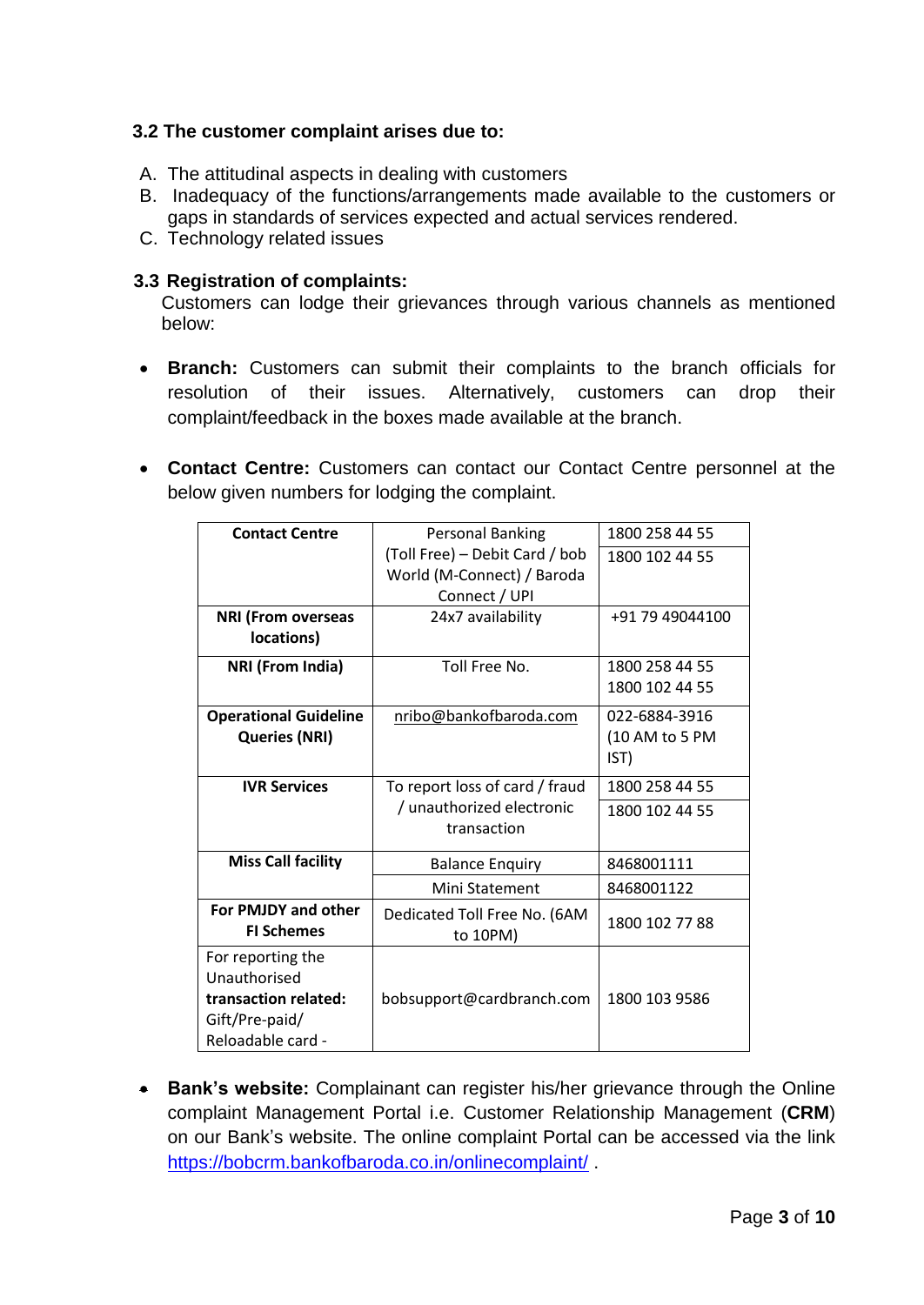### 3.2 The customer complaint arises due to:

A. The attitudinal aspects in dealing with customers
B. Inadequacy of the functions/arrangements made available to the customers or gaps in standards of services expected and actual services rendered.
C. Technology related issues

### 3.3 Registration of complaints:

Customers can lodge their grievances through various channels as mentioned below:

- **Branch:** Customers can submit their complaints to the branch officials for resolution of their issues. Alternatively, customers can drop their complaint/feedback in the boxes made available at the branch.

- **Contact Centre:** Customers can contact our Contact Centre personnel at the below given numbers for lodging the complaint.

| **Contact Centre** | Personal Banking (Toll Free) – Debit Card / bob World (M-Connect) / Baroda Connect / UPI | 1800 258 44 55<br>1800 102 44 55 |
|---|---|---|
| **NRI (From overseas locations)** | 24x7 availability | +91 79 49044100 |
| **NRI (From India)** | Toll Free No. | 1800 258 44 55<br>1800 102 44 55 |
| **Operational Guideline Queries (NRI)** | nribo@bankofbaroda.com | 022-6884-3916 (10 AM to 5 PM IST) |
| **IVR Services** | To report loss of card / fraud / unauthorized electronic transaction | 1800 258 44 55<br>1800 102 44 55 |
| **Miss Call facility** | Balance Enquiry | 8468001111 |
| | Mini Statement | 8468001122 |
| **For PMJDY and other FI Schemes** | Dedicated Toll Free No. (6AM to 10PM) | 1800 102 77 88 |
| For reporting the Unauthorised **transaction related:** Gift/Pre-paid/ Reloadable card - | bobsupport@cardbranch.com | 1800 103 9586 |

- **Bank's website:** Complainant can register his/her grievance through the Online complaint Management Portal i.e. Customer Relationship Management (**CRM**) on our Bank's website. The online complaint Portal can be accessed via the link https://bobcrm.bankofbaroda.co.in/onlinecomplaint/ .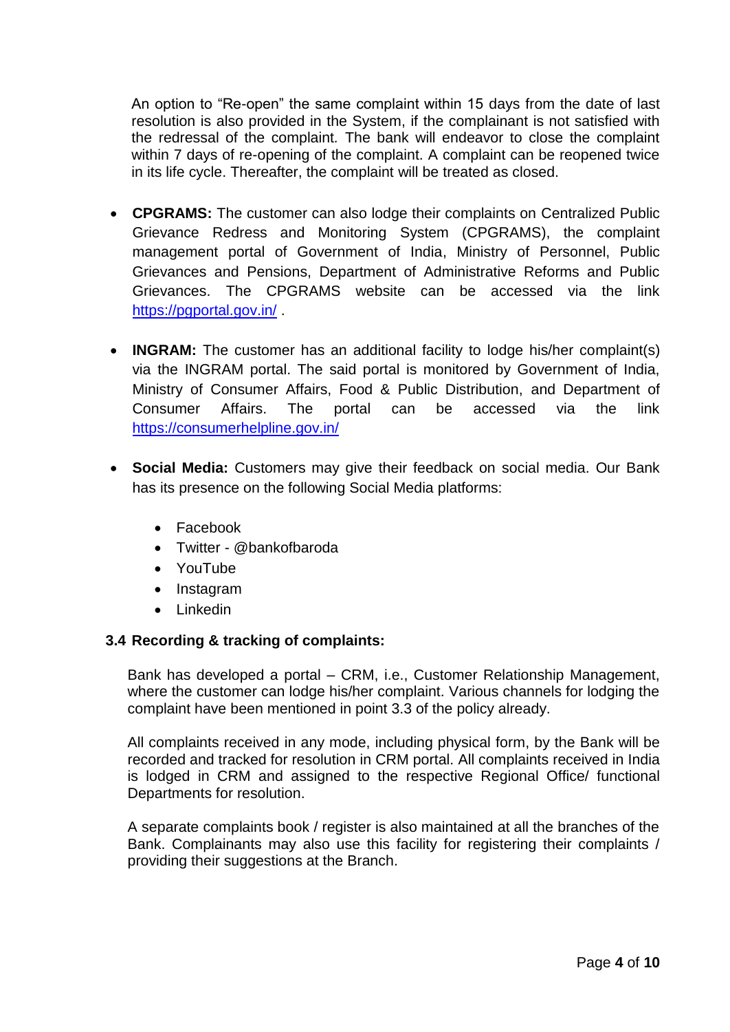An option to "Re-open" the same complaint within 15 days from the date of last resolution is also provided in the System, if the complainant is not satisfied with the redressal of the complaint. The bank will endeavor to close the complaint within 7 days of re-opening of the complaint. A complaint can be reopened twice in its life cycle. Thereafter, the complaint will be treated as closed.

- **CPGRAMS:** The customer can also lodge their complaints on Centralized Public Grievance Redress and Monitoring System (CPGRAMS), the complaint management portal of Government of India, Ministry of Personnel, Public Grievances and Pensions, Department of Administrative Reforms and Public Grievances. The CPGRAMS website can be accessed via the link https://pgportal.gov.in/ .

- **INGRAM:** The customer has an additional facility to lodge his/her complaint(s) via the INGRAM portal. The said portal is monitored by Government of India, Ministry of Consumer Affairs, Food & Public Distribution, and Department of Consumer Affairs. The portal can be accessed via the link https://consumerhelpline.gov.in/

- **Social Media:** Customers may give their feedback on social media. Our Bank has its presence on the following Social Media platforms:

  - Facebook
  - Twitter - @bankofbaroda
  - YouTube
  - Instagram
  - Linkedin

### 3.4 Recording & tracking of complaints:

Bank has developed a portal – CRM, i.e., Customer Relationship Management, where the customer can lodge his/her complaint. Various channels for lodging the complaint have been mentioned in point 3.3 of the policy already.

All complaints received in any mode, including physical form, by the Bank will be recorded and tracked for resolution in CRM portal. All complaints received in India is lodged in CRM and assigned to the respective Regional Office/ functional Departments for resolution.

A separate complaints book / register is also maintained at all the branches of the Bank. Complainants may also use this facility for registering their complaints / providing their suggestions at the Branch.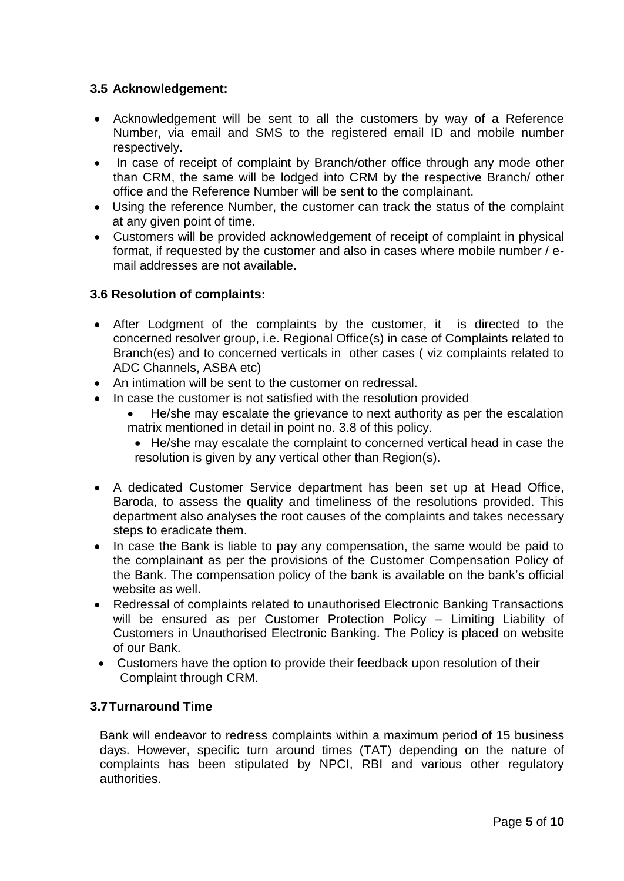### 3.5 Acknowledgement:

- Acknowledgement will be sent to all the customers by way of a Reference Number, via email and SMS to the registered email ID and mobile number respectively.
- In case of receipt of complaint by Branch/other office through any mode other than CRM, the same will be lodged into CRM by the respective Branch/ other office and the Reference Number will be sent to the complainant.
- Using the reference Number, the customer can track the status of the complaint at any given point of time.
- Customers will be provided acknowledgement of receipt of complaint in physical format, if requested by the customer and also in cases where mobile number / e-mail addresses are not available.

### 3.6 Resolution of complaints:

- After Lodgment of the complaints by the customer, it is directed to the concerned resolver group, i.e. Regional Office(s) in case of Complaints related to Branch(es) and to concerned verticals in other cases ( viz complaints related to ADC Channels, ASBA etc)
- An intimation will be sent to the customer on redressal.
- In case the customer is not satisfied with the resolution provided
  - He/she may escalate the grievance to next authority as per the escalation matrix mentioned in detail in point no. 3.8 of this policy.
  - He/she may escalate the complaint to concerned vertical head in case the resolution is given by any vertical other than Region(s).
- A dedicated Customer Service department has been set up at Head Office, Baroda, to assess the quality and timeliness of the resolutions provided. This department also analyses the root causes of the complaints and takes necessary steps to eradicate them.
- In case the Bank is liable to pay any compensation, the same would be paid to the complainant as per the provisions of the Customer Compensation Policy of the Bank. The compensation policy of the bank is available on the bank's official website as well.
- Redressal of complaints related to unauthorised Electronic Banking Transactions will be ensured as per Customer Protection Policy – Limiting Liability of Customers in Unauthorised Electronic Banking. The Policy is placed on website of our Bank.
- Customers have the option to provide their feedback upon resolution of their Complaint through CRM.

### 3.7 Turnaround Time

Bank will endeavor to redress complaints within a maximum period of 15 business days. However, specific turn around times (TAT) depending on the nature of complaints has been stipulated by NPCI, RBI and various other regulatory authorities.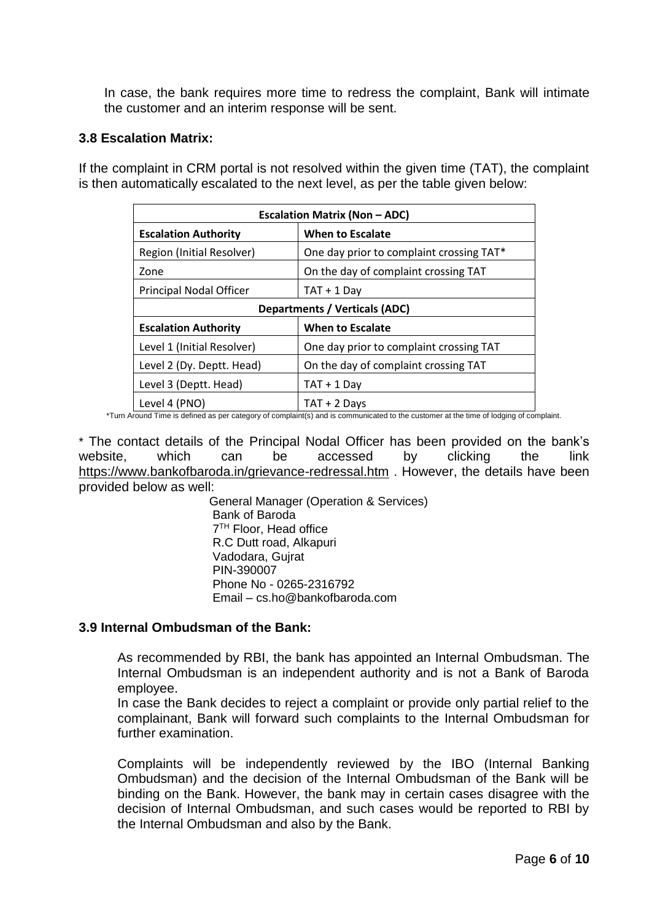In case, the bank requires more time to redress the complaint, Bank will intimate the customer and an interim response will be sent.

### 3.8 Escalation Matrix:

If the complaint in CRM portal is not resolved within the given time (TAT), the complaint is then automatically escalated to the next level, as per the table given below:

| **Escalation Matrix (Non – ADC)** | |
|---|---|
| **Escalation Authority** | **When to Escalate** |
| Region (Initial Resolver) | One day prior to complaint crossing TAT* |
| Zone | On the day of complaint crossing TAT |
| Principal Nodal Officer | TAT + 1 Day |
| **Departments / Verticals (ADC)** | |
| **Escalation Authority** | **When to Escalate** |
| Level 1 (Initial Resolver) | One day prior to complaint crossing TAT |
| Level 2 (Dy. Deptt. Head) | On the day of complaint crossing TAT |
| Level 3 (Deptt. Head) | TAT + 1 Day |
| Level 4 (PNO) | TAT + 2 Days |

*Turn Around Time is defined as per category of complaint(s) and is communicated to the customer at the time of lodging of complaint.

* The contact details of the Principal Nodal Officer has been provided on the bank's website, which can be accessed by clicking the link https://www.bankofbaroda.in/grievance-redressal.htm . However, the details have been provided below as well:

General Manager (Operation & Services)
Bank of Baroda
7TH Floor, Head office
R.C Dutt road, Alkapuri
Vadodara, Gujrat
PIN-390007
Phone No - 0265-2316792
Email – cs.ho@bankofbaroda.com

### 3.9 Internal Ombudsman of the Bank:

As recommended by RBI, the bank has appointed an Internal Ombudsman. The Internal Ombudsman is an independent authority and is not a Bank of Baroda employee.
In case the Bank decides to reject a complaint or provide only partial relief to the complainant, Bank will forward such complaints to the Internal Ombudsman for further examination.

Complaints will be independently reviewed by the IBO (Internal Banking Ombudsman) and the decision of the Internal Ombudsman of the Bank will be binding on the Bank. However, the bank may in certain cases disagree with the decision of Internal Ombudsman, and such cases would be reported to RBI by the Internal Ombudsman and also by the Bank.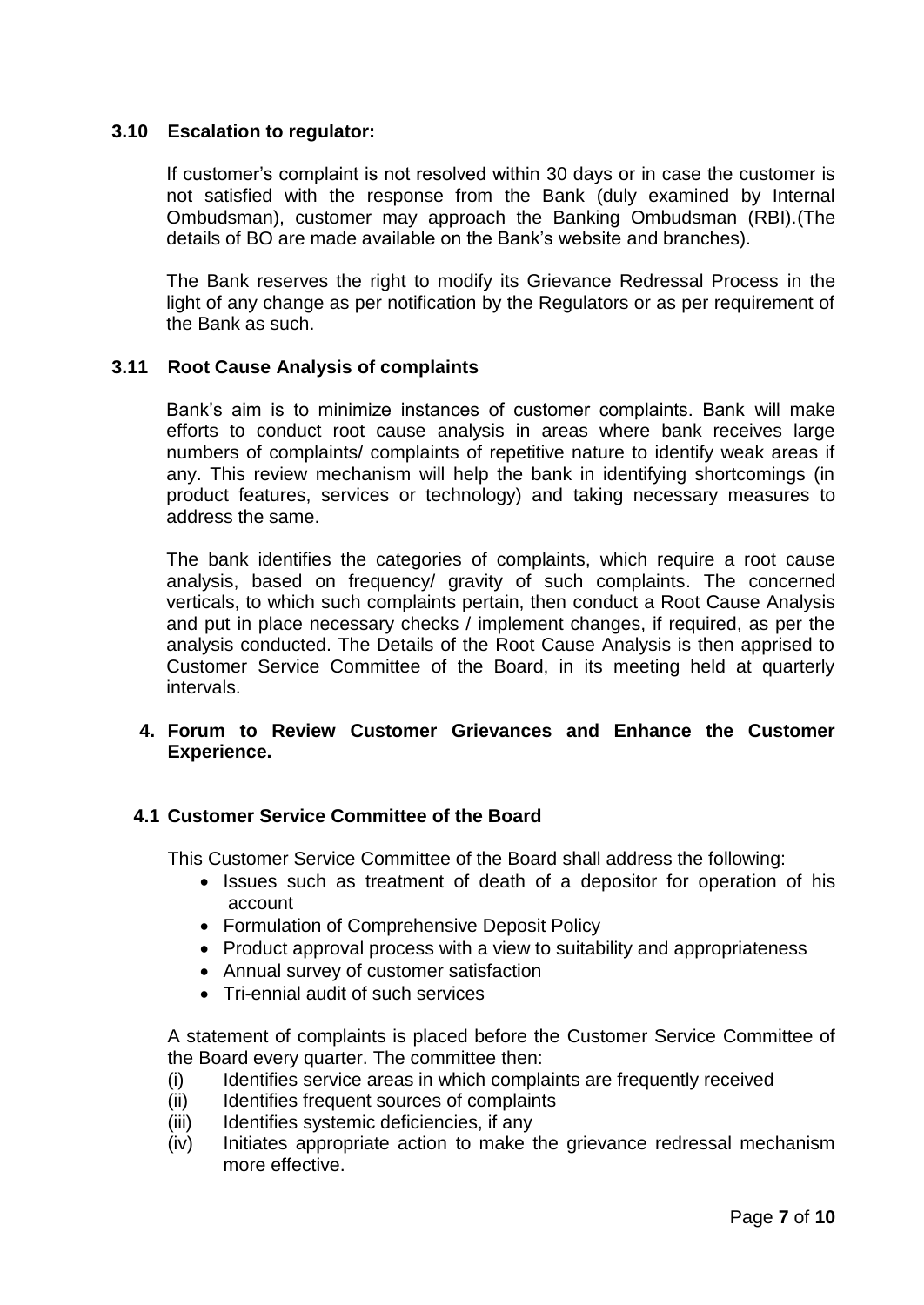### 3.10 Escalation to regulator:

If customer's complaint is not resolved within 30 days or in case the customer is not satisfied with the response from the Bank (duly examined by Internal Ombudsman), customer may approach the Banking Ombudsman (RBI).(The details of BO are made available on the Bank's website and branches).

The Bank reserves the right to modify its Grievance Redressal Process in the light of any change as per notification by the Regulators or as per requirement of the Bank as such.

### 3.11 Root Cause Analysis of complaints

Bank's aim is to minimize instances of customer complaints. Bank will make efforts to conduct root cause analysis in areas where bank receives large numbers of complaints/ complaints of repetitive nature to identify weak areas if any. This review mechanism will help the bank in identifying shortcomings (in product features, services or technology) and taking necessary measures to address the same.

The bank identifies the categories of complaints, which require a root cause analysis, based on frequency/ gravity of such complaints. The concerned verticals, to which such complaints pertain, then conduct a Root Cause Analysis and put in place necessary checks / implement changes, if required, as per the analysis conducted. The Details of the Root Cause Analysis is then apprised to Customer Service Committee of the Board, in its meeting held at quarterly intervals.

## 4. Forum to Review Customer Grievances and Enhance the Customer Experience.

### 4.1 Customer Service Committee of the Board

This Customer Service Committee of the Board shall address the following:

- Issues such as treatment of death of a depositor for operation of his account
- Formulation of Comprehensive Deposit Policy
- Product approval process with a view to suitability and appropriateness
- Annual survey of customer satisfaction
- Tri-ennial audit of such services

A statement of complaints is placed before the Customer Service Committee of the Board every quarter. The committee then:

(i) Identifies service areas in which complaints are frequently received
(ii) Identifies frequent sources of complaints
(iii) Identifies systemic deficiencies, if any
(iv) Initiates appropriate action to make the grievance redressal mechanism more effective.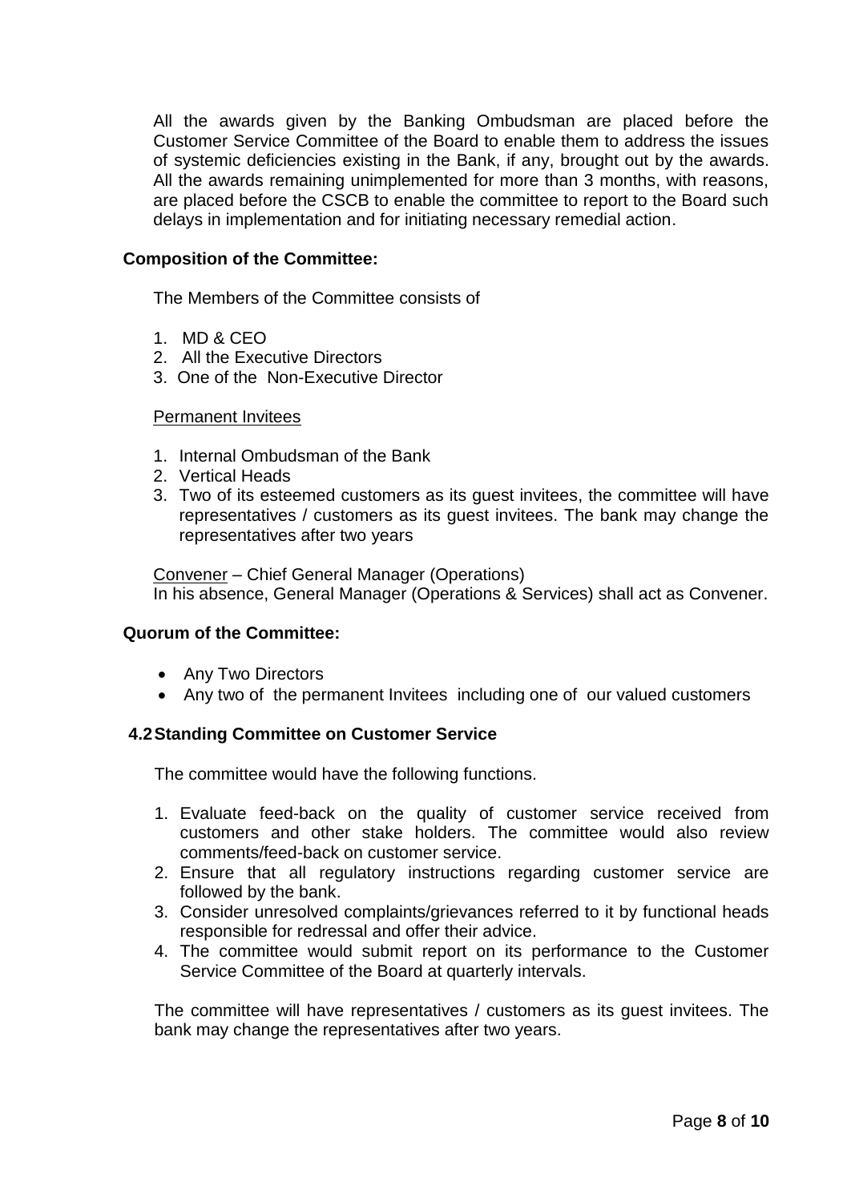All the awards given by the Banking Ombudsman are placed before the Customer Service Committee of the Board to enable them to address the issues of systemic deficiencies existing in the Bank, if any, brought out by the awards. All the awards remaining unimplemented for more than 3 months, with reasons, are placed before the CSCB to enable the committee to report to the Board such delays in implementation and for initiating necessary remedial action.

**Composition of the Committee:**

The Members of the Committee consists of

1. MD & CEO
2. All the Executive Directors
3. One of the Non-Executive Director

Permanent Invitees

1. Internal Ombudsman of the Bank
2. Vertical Heads
3. Two of its esteemed customers as its guest invitees, the committee will have representatives / customers as its guest invitees. The bank may change the representatives after two years

Convener – Chief General Manager (Operations)
In his absence, General Manager (Operations & Services) shall act as Convener.

**Quorum of the Committee:**

- Any Two Directors
- Any two of the permanent Invitees including one of our valued customers

**4.2 Standing Committee on Customer Service**

The committee would have the following functions.

1. Evaluate feed-back on the quality of customer service received from customers and other stake holders. The committee would also review comments/feed-back on customer service.
2. Ensure that all regulatory instructions regarding customer service are followed by the bank.
3. Consider unresolved complaints/grievances referred to it by functional heads responsible for redressal and offer their advice.
4. The committee would submit report on its performance to the Customer Service Committee of the Board at quarterly intervals.

The committee will have representatives / customers as its guest invitees. The bank may change the representatives after two years.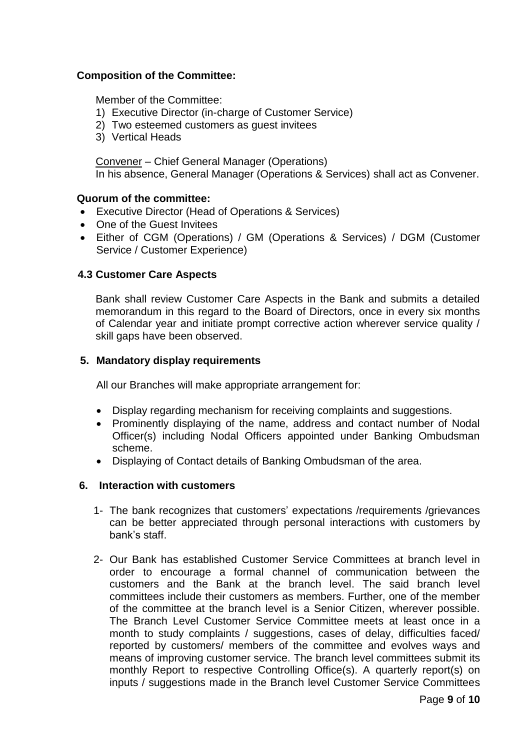**Composition of the Committee:**

Member of the Committee:

1) Executive Director (in-charge of Customer Service)
2) Two esteemed customers as guest invitees
3) Vertical Heads

<u>Convener</u> – Chief General Manager (Operations)
In his absence, General Manager (Operations & Services) shall act as Convener.

**Quorum of the committee:**

- Executive Director (Head of Operations & Services)
- One of the Guest Invitees
- Either of CGM (Operations) / GM (Operations & Services) / DGM (Customer Service / Customer Experience)

### 4.3 Customer Care Aspects

Bank shall review Customer Care Aspects in the Bank and submits a detailed memorandum in this regard to the Board of Directors, once in every six months of Calendar year and initiate prompt corrective action wherever service quality / skill gaps have been observed.

## 5. Mandatory display requirements

All our Branches will make appropriate arrangement for:

- Display regarding mechanism for receiving complaints and suggestions.
- Prominently displaying of the name, address and contact number of Nodal Officer(s) including Nodal Officers appointed under Banking Ombudsman scheme.
- Displaying of Contact details of Banking Ombudsman of the area.

## 6. Interaction with customers

1- The bank recognizes that customers' expectations /requirements /grievances can be better appreciated through personal interactions with customers by bank's staff.

2- Our Bank has established Customer Service Committees at branch level in order to encourage a formal channel of communication between the customers and the Bank at the branch level. The said branch level committees include their customers as members. Further, one of the member of the committee at the branch level is a Senior Citizen, wherever possible. The Branch Level Customer Service Committee meets at least once in a month to study complaints / suggestions, cases of delay, difficulties faced/ reported by customers/ members of the committee and evolves ways and means of improving customer service. The branch level committees submit its monthly Report to respective Controlling Office(s). A quarterly report(s) on inputs / suggestions made in the Branch level Customer Service Committees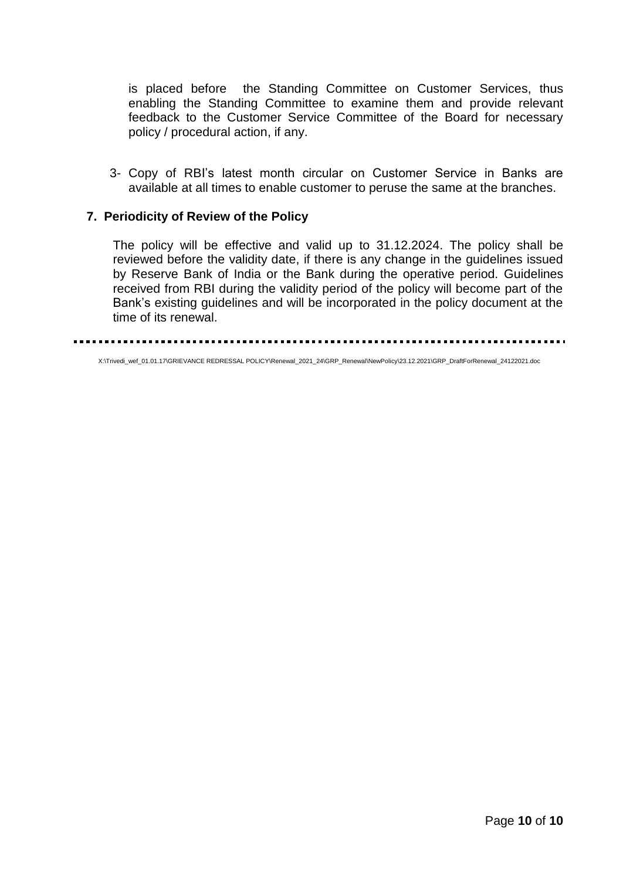is placed before the Standing Committee on Customer Services, thus enabling the Standing Committee to examine them and provide relevant feedback to the Customer Service Committee of the Board for necessary policy / procedural action, if any.

3- Copy of RBI's latest month circular on Customer Service in Banks are available at all times to enable customer to peruse the same at the branches.

## 7. Periodicity of Review of the Policy

The policy will be effective and valid up to 31.12.2024. The policy shall be reviewed before the validity date, if there is any change in the guidelines issued by Reserve Bank of India or the Bank during the operative period. Guidelines received from RBI during the validity period of the policy will become part of the Bank's existing guidelines and will be incorporated in the policy document at the time of its renewal.

---

X:\Trivedi_wef_01.01.17\GRIEVANCE REDRESSAL POLICY\Renewal_2021_24\GRP_Renewal\NewPolicy\23.12.2021\GRP_DraftForRenewal_24122021.doc